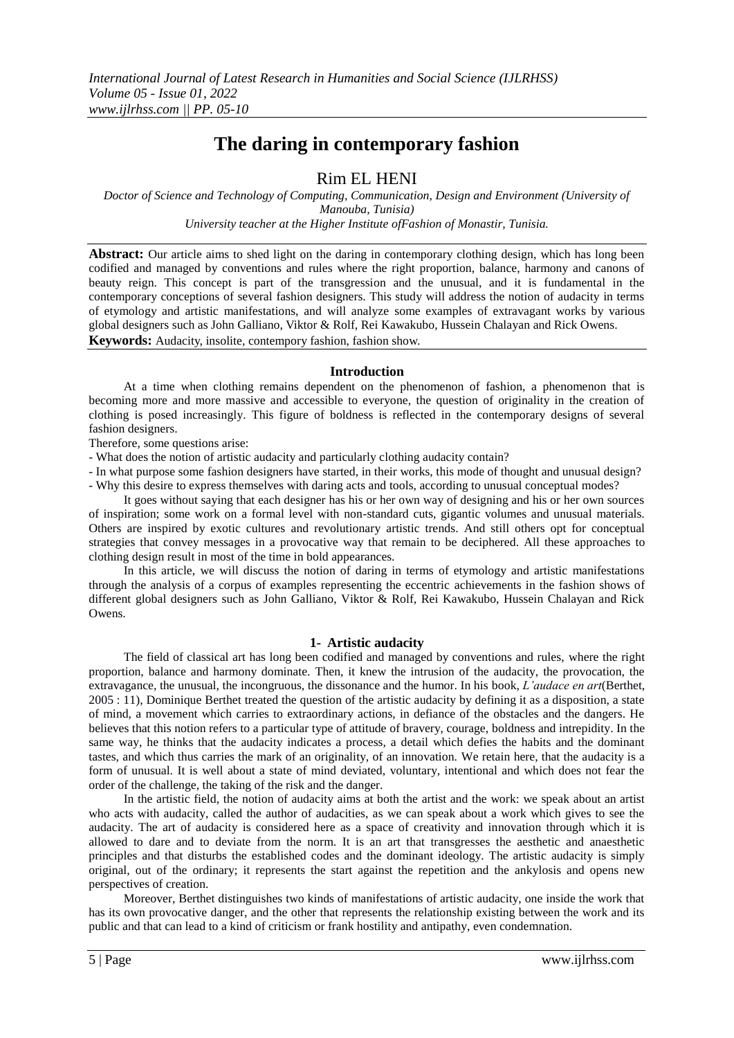# The daring in contemporary fashion

## Rim EL HENI

*Doctor of Science and Technology of Computing, Communication, Design and Environment (University of Manouba, Tunisia)*
*University teacher at the Higher Institute ofFashion of Monastir, Tunisia.*

**Abstract:** Our article aims to shed light on the daring in contemporary clothing design, which has long been codified and managed by conventions and rules where the right proportion, balance, harmony and canons of beauty reign. This concept is part of the transgression and the unusual, and it is fundamental in the contemporary conceptions of several fashion designers. This study will address the notion of audacity in terms of etymology and artistic manifestations, and will analyze some examples of extravagant works by various global designers such as John Galliano, Viktor & Rolf, Rei Kawakubo, Hussein Chalayan and Rick Owens.

**Keywords:** Audacity, insolite, contempory fashion, fashion show.

### Introduction

At a time when clothing remains dependent on the phenomenon of fashion, a phenomenon that is becoming more and more massive and accessible to everyone, the question of originality in the creation of clothing is posed increasingly. This figure of boldness is reflected in the contemporary designs of several fashion designers.

Therefore, some questions arise:

- What does the notion of artistic audacity and particularly clothing audacity contain?
- In what purpose some fashion designers have started, in their works, this mode of thought and unusual design?
- Why this desire to express themselves with daring acts and tools, according to unusual conceptual modes?

It goes without saying that each designer has his or her own way of designing and his or her own sources of inspiration; some work on a formal level with non-standard cuts, gigantic volumes and unusual materials. Others are inspired by exotic cultures and revolutionary artistic trends. And still others opt for conceptual strategies that convey messages in a provocative way that remain to be deciphered. All these approaches to clothing design result in most of the time in bold appearances.

In this article, we will discuss the notion of daring in terms of etymology and artistic manifestations through the analysis of a corpus of examples representing the eccentric achievements in the fashion shows of different global designers such as John Galliano, Viktor & Rolf, Rei Kawakubo, Hussein Chalayan and Rick Owens.

### 1- Artistic audacity

The field of classical art has long been codified and managed by conventions and rules, where the right proportion, balance and harmony dominate. Then, it knew the intrusion of the audacity, the provocation, the extravagance, the unusual, the incongruous, the dissonance and the humor. In his book, *L'audace en art*(Berthet, 2005 : 11), Dominique Berthet treated the question of the artistic audacity by defining it as a disposition, a state of mind, a movement which carries to extraordinary actions, in defiance of the obstacles and the dangers. He believes that this notion refers to a particular type of attitude of bravery, courage, boldness and intrepidity. In the same way, he thinks that the audacity indicates a process, a detail which defies the habits and the dominant tastes, and which thus carries the mark of an originality, of an innovation. We retain here, that the audacity is a form of unusual. It is well about a state of mind deviated, voluntary, intentional and which does not fear the order of the challenge, the taking of the risk and the danger.

In the artistic field, the notion of audacity aims at both the artist and the work: we speak about an artist who acts with audacity, called the author of audacities, as we can speak about a work which gives to see the audacity. The art of audacity is considered here as a space of creativity and innovation through which it is allowed to dare and to deviate from the norm. It is an art that transgresses the aesthetic and anaesthetic principles and that disturbs the established codes and the dominant ideology. The artistic audacity is simply original, out of the ordinary; it represents the start against the repetition and the ankylosis and opens new perspectives of creation.

Moreover, Berthet distinguishes two kinds of manifestations of artistic audacity, one inside the work that has its own provocative danger, and the other that represents the relationship existing between the work and its public and that can lead to a kind of criticism or frank hostility and antipathy, even condemnation.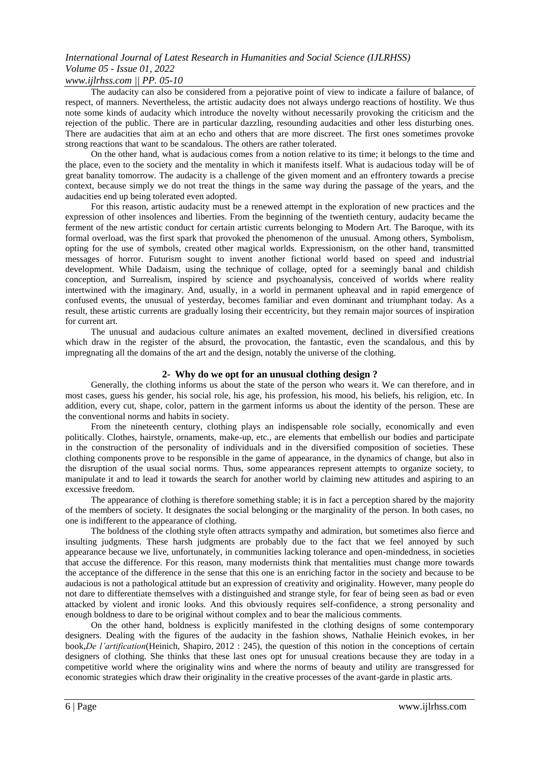The audacity can also be considered from a pejorative point of view to indicate a failure of balance, of respect, of manners. Nevertheless, the artistic audacity does not always undergo reactions of hostility. We thus note some kinds of audacity which introduce the novelty without necessarily provoking the criticism and the rejection of the public. There are in particular dazzling, resounding audacities and other less disturbing ones. There are audacities that aim at an echo and others that are more discreet. The first ones sometimes provoke strong reactions that want to be scandalous. The others are rather tolerated.

On the other hand, what is audacious comes from a notion relative to its time; it belongs to the time and the place, even to the society and the mentality in which it manifests itself. What is audacious today will be of great banality tomorrow. The audacity is a challenge of the given moment and an effrontery towards a precise context, because simply we do not treat the things in the same way during the passage of the years, and the audacities end up being tolerated even adopted.

For this reason, artistic audacity must be a renewed attempt in the exploration of new practices and the expression of other insolences and liberties. From the beginning of the twentieth century, audacity became the ferment of the new artistic conduct for certain artistic currents belonging to Modern Art. The Baroque, with its formal overload, was the first spark that provoked the phenomenon of the unusual. Among others, Symbolism, opting for the use of symbols, created other magical worlds. Expressionism, on the other hand, transmitted messages of horror. Futurism sought to invent another fictional world based on speed and industrial development. While Dadaism, using the technique of collage, opted for a seemingly banal and childish conception, and Surrealism, inspired by science and psychoanalysis, conceived of worlds where reality intertwined with the imaginary. And, usually, in a world in permanent upheaval and in rapid emergence of confused events, the unusual of yesterday, becomes familiar and even dominant and triumphant today. As a result, these artistic currents are gradually losing their eccentricity, but they remain major sources of inspiration for current art.

The unusual and audacious culture animates an exalted movement, declined in diversified creations which draw in the register of the absurd, the provocation, the fantastic, even the scandalous, and this by impregnating all the domains of the art and the design, notably the universe of the clothing.

## 2- Why do we opt for an unusual clothing design ?

Generally, the clothing informs us about the state of the person who wears it. We can therefore, and in most cases, guess his gender, his social role, his age, his profession, his mood, his beliefs, his religion, etc. In addition, every cut, shape, color, pattern in the garment informs us about the identity of the person. These are the conventional norms and habits in society.

From the nineteenth century, clothing plays an indispensable role socially, economically and even politically. Clothes, hairstyle, ornaments, make-up, etc., are elements that embellish our bodies and participate in the construction of the personality of individuals and in the diversified composition of societies. These clothing components prove to be responsible in the game of appearance, in the dynamics of change, but also in the disruption of the usual social norms. Thus, some appearances represent attempts to organize society, to manipulate it and to lead it towards the search for another world by claiming new attitudes and aspiring to an excessive freedom.

The appearance of clothing is therefore something stable; it is in fact a perception shared by the majority of the members of society. It designates the social belonging or the marginality of the person. In both cases, no one is indifferent to the appearance of clothing.

The boldness of the clothing style often attracts sympathy and admiration, but sometimes also fierce and insulting judgments. These harsh judgments are probably due to the fact that we feel annoyed by such appearance because we live, unfortunately, in communities lacking tolerance and open-mindedness, in societies that accuse the difference. For this reason, many modernists think that mentalities must change more towards the acceptance of the difference in the sense that this one is an enriching factor in the society and because to be audacious is not a pathological attitude but an expression of creativity and originality. However, many people do not dare to differentiate themselves with a distinguished and strange style, for fear of being seen as bad or even attacked by violent and ironic looks. And this obviously requires self-confidence, a strong personality and enough boldness to dare to be original without complex and to bear the malicious comments.

On the other hand, boldness is explicitly manifested in the clothing designs of some contemporary designers. Dealing with the figures of the audacity in the fashion shows, Nathalie Heinich evokes, in her book,*De l'artification*(Heinich, Shapiro, 2012 : 245), the question of this notion in the conceptions of certain designers of clothing. She thinks that these last ones opt for unusual creations because they are today in a competitive world where the originality wins and where the norms of beauty and utility are transgressed for economic strategies which draw their originality in the creative processes of the avant-garde in plastic arts.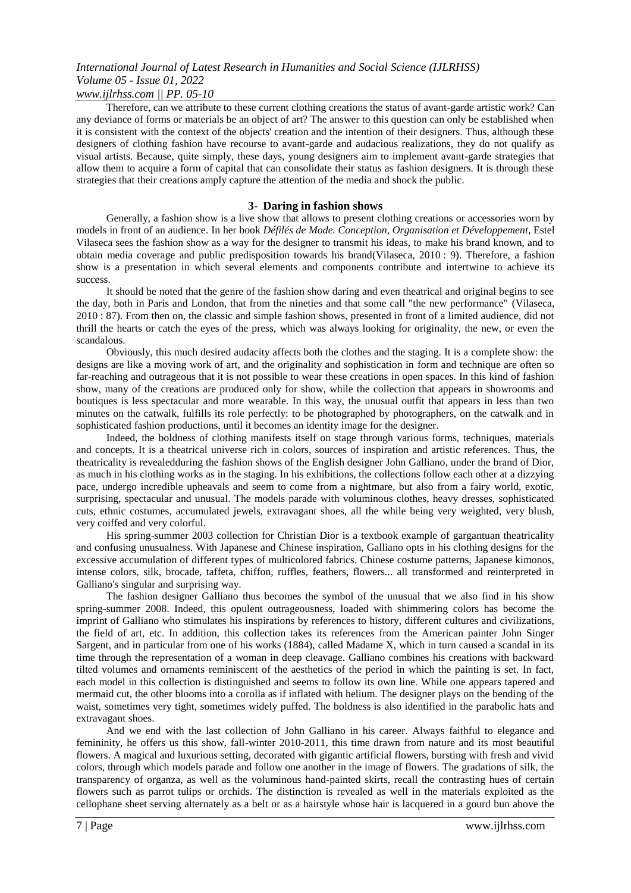Therefore, can we attribute to these current clothing creations the status of avant-garde artistic work? Can any deviance of forms or materials be an object of art? The answer to this question can only be established when it is consistent with the context of the objects' creation and the intention of their designers. Thus, although these designers of clothing fashion have recourse to avant-garde and audacious realizations, they do not qualify as visual artists. Because, quite simply, these days, young designers aim to implement avant-garde strategies that allow them to acquire a form of capital that can consolidate their status as fashion designers. It is through these strategies that their creations amply capture the attention of the media and shock the public.

## 3- Daring in fashion shows

Generally, a fashion show is a live show that allows to present clothing creations or accessories worn by models in front of an audience. In her book *Défilés de Mode. Conception, Organisation et Développement*, Estel Vilaseca sees the fashion show as a way for the designer to transmit his ideas, to make his brand known, and to obtain media coverage and public predisposition towards his brand(Vilaseca, 2010 : 9). Therefore, a fashion show is a presentation in which several elements and components contribute and intertwine to achieve its success.

It should be noted that the genre of the fashion show daring and even theatrical and original begins to see the day, both in Paris and London, that from the nineties and that some call "the new performance" (Vilaseca, 2010 : 87). From then on, the classic and simple fashion shows, presented in front of a limited audience, did not thrill the hearts or catch the eyes of the press, which was always looking for originality, the new, or even the scandalous.

Obviously, this much desired audacity affects both the clothes and the staging. It is a complete show: the designs are like a moving work of art, and the originality and sophistication in form and technique are often so far-reaching and outrageous that it is not possible to wear these creations in open spaces. In this kind of fashion show, many of the creations are produced only for show, while the collection that appears in showrooms and boutiques is less spectacular and more wearable. In this way, the unusual outfit that appears in less than two minutes on the catwalk, fulfills its role perfectly: to be photographed by photographers, on the catwalk and in sophisticated fashion productions, until it becomes an identity image for the designer.

Indeed, the boldness of clothing manifests itself on stage through various forms, techniques, materials and concepts. It is a theatrical universe rich in colors, sources of inspiration and artistic references. Thus, the theatricality is revealedduring the fashion shows of the English designer John Galliano, under the brand of Dior, as much in his clothing works as in the staging. In his exhibitions, the collections follow each other at a dizzying pace, undergo incredible upheavals and seem to come from a nightmare, but also from a fairy world, exotic, surprising, spectacular and unusual. The models parade with voluminous clothes, heavy dresses, sophisticated cuts, ethnic costumes, accumulated jewels, extravagant shoes, all the while being very weighted, very blush, very coiffed and very colorful.

His spring-summer 2003 collection for Christian Dior is a textbook example of gargantuan theatricality and confusing unusualness. With Japanese and Chinese inspiration, Galliano opts in his clothing designs for the excessive accumulation of different types of multicolored fabrics. Chinese costume patterns, Japanese kimonos, intense colors, silk, brocade, taffeta, chiffon, ruffles, feathers, flowers... all transformed and reinterpreted in Galliano's singular and surprising way.

The fashion designer Galliano thus becomes the symbol of the unusual that we also find in his show spring-summer 2008. Indeed, this opulent outrageousness, loaded with shimmering colors has become the imprint of Galliano who stimulates his inspirations by references to history, different cultures and civilizations, the field of art, etc. In addition, this collection takes its references from the American painter John Singer Sargent, and in particular from one of his works (1884), called Madame X, which in turn caused a scandal in its time through the representation of a woman in deep cleavage. Galliano combines his creations with backward tilted volumes and ornaments reminiscent of the aesthetics of the period in which the painting is set. In fact, each model in this collection is distinguished and seems to follow its own line. While one appears tapered and mermaid cut, the other blooms into a corolla as if inflated with helium. The designer plays on the bending of the waist, sometimes very tight, sometimes widely puffed. The boldness is also identified in the parabolic hats and extravagant shoes.

And we end with the last collection of John Galliano in his career. Always faithful to elegance and femininity, he offers us this show, fall-winter 2010-2011, this time drawn from nature and its most beautiful flowers. A magical and luxurious setting, decorated with gigantic artificial flowers, bursting with fresh and vivid colors, through which models parade and follow one another in the image of flowers. The gradations of silk, the transparency of organza, as well as the voluminous hand-painted skirts, recall the contrasting hues of certain flowers such as parrot tulips or orchids. The distinction is revealed as well in the materials exploited as the cellophane sheet serving alternately as a belt or as a hairstyle whose hair is lacquered in a gourd bun above the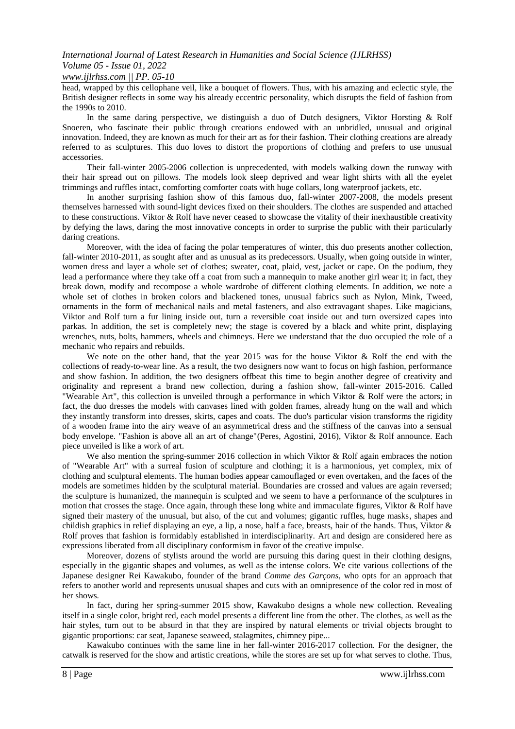head, wrapped by this cellophane veil, like a bouquet of flowers. Thus, with his amazing and eclectic style, the British designer reflects in some way his already eccentric personality, which disrupts the field of fashion from the 1990s to 2010.

In the same daring perspective, we distinguish a duo of Dutch designers, Viktor Horsting & Rolf Snoeren, who fascinate their public through creations endowed with an unbridled, unusual and original innovation. Indeed, they are known as much for their art as for their fashion. Their clothing creations are already referred to as sculptures. This duo loves to distort the proportions of clothing and prefers to use unusual accessories.

Their fall-winter 2005-2006 collection is unprecedented, with models walking down the runway with their hair spread out on pillows. The models look sleep deprived and wear light shirts with all the eyelet trimmings and ruffles intact, comforting comforter coats with huge collars, long waterproof jackets, etc.

In another surprising fashion show of this famous duo, fall-winter 2007-2008, the models present themselves harnessed with sound-light devices fixed on their shoulders. The clothes are suspended and attached to these constructions. Viktor & Rolf have never ceased to showcase the vitality of their inexhaustible creativity by defying the laws, daring the most innovative concepts in order to surprise the public with their particularly daring creations.

Moreover, with the idea of facing the polar temperatures of winter, this duo presents another collection, fall-winter 2010-2011, as sought after and as unusual as its predecessors. Usually, when going outside in winter, women dress and layer a whole set of clothes; sweater, coat, plaid, vest, jacket or cape. On the podium, they lead a performance where they take off a coat from such a mannequin to make another girl wear it; in fact, they break down, modify and recompose a whole wardrobe of different clothing elements. In addition, we note a whole set of clothes in broken colors and blackened tones, unusual fabrics such as Nylon, Mink, Tweed, ornaments in the form of mechanical nails and metal fasteners, and also extravagant shapes. Like magicians, Viktor and Rolf turn a fur lining inside out, turn a reversible coat inside out and turn oversized capes into parkas. In addition, the set is completely new; the stage is covered by a black and white print, displaying wrenches, nuts, bolts, hammers, wheels and chimneys. Here we understand that the duo occupied the role of a mechanic who repairs and rebuilds.

We note on the other hand, that the year 2015 was for the house Viktor & Rolf the end with the collections of ready-to-wear line. As a result, the two designers now want to focus on high fashion, performance and show fashion. In addition, the two designers offbeat this time to begin another degree of creativity and originality and represent a brand new collection, during a fashion show, fall-winter 2015-2016. Called "Wearable Art", this collection is unveiled through a performance in which Viktor & Rolf were the actors; in fact, the duo dresses the models with canvases lined with golden frames, already hung on the wall and which they instantly transform into dresses, skirts, capes and coats. The duo's particular vision transforms the rigidity of a wooden frame into the airy weave of an asymmetrical dress and the stiffness of the canvas into a sensual body envelope. "Fashion is above all an art of change"(Peres, Agostini, 2016), Viktor & Rolf announce. Each piece unveiled is like a work of art.

We also mention the spring-summer 2016 collection in which Viktor & Rolf again embraces the notion of "Wearable Art" with a surreal fusion of sculpture and clothing; it is a harmonious, yet complex, mix of clothing and sculptural elements. The human bodies appear camouflaged or even overtaken, and the faces of the models are sometimes hidden by the sculptural material. Boundaries are crossed and values are again reversed; the sculpture is humanized, the mannequin is sculpted and we seem to have a performance of the sculptures in motion that crosses the stage. Once again, through these long white and immaculate figures, Viktor & Rolf have signed their mastery of the unusual, but also, of the cut and volumes; gigantic ruffles, huge masks, shapes and childish graphics in relief displaying an eye, a lip, a nose, half a face, breasts, hair of the hands. Thus, Viktor & Rolf proves that fashion is formidably established in interdisciplinarity. Art and design are considered here as expressions liberated from all disciplinary conformism in favor of the creative impulse.

Moreover, dozens of stylists around the world are pursuing this daring quest in their clothing designs, especially in the gigantic shapes and volumes, as well as the intense colors. We cite various collections of the Japanese designer Rei Kawakubo, founder of the brand *Comme des Garçons*, who opts for an approach that refers to another world and represents unusual shapes and cuts with an omnipresence of the color red in most of her shows.

In fact, during her spring-summer 2015 show, Kawakubo designs a whole new collection. Revealing itself in a single color, bright red, each model presents a different line from the other. The clothes, as well as the hair styles, turn out to be absurd in that they are inspired by natural elements or trivial objects brought to gigantic proportions: car seat, Japanese seaweed, stalagmites, chimney pipe...

Kawakubo continues with the same line in her fall-winter 2016-2017 collection. For the designer, the catwalk is reserved for the show and artistic creations, while the stores are set up for what serves to clothe. Thus,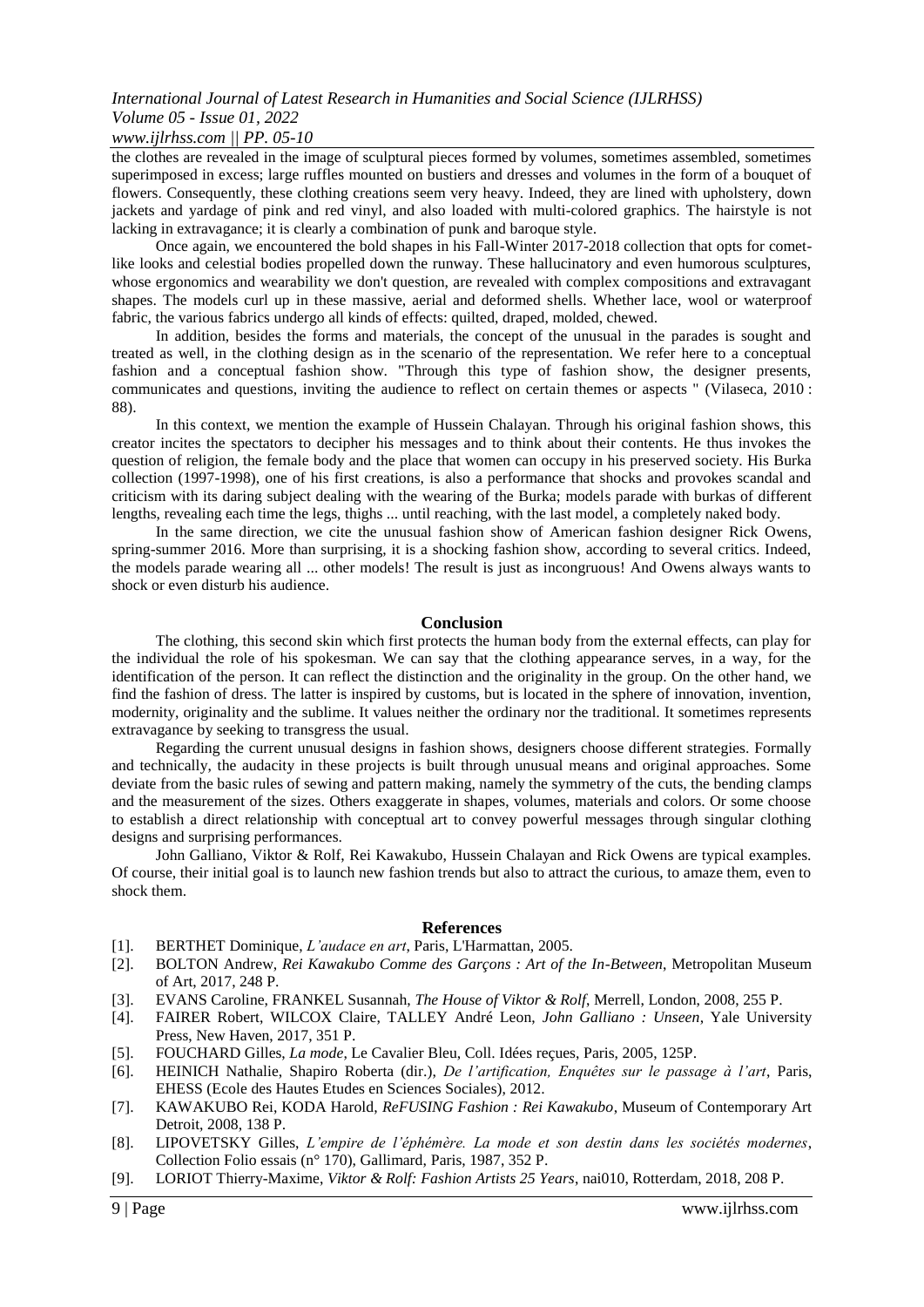the clothes are revealed in the image of sculptural pieces formed by volumes, sometimes assembled, sometimes superimposed in excess; large ruffles mounted on bustiers and dresses and volumes in the form of a bouquet of flowers. Consequently, these clothing creations seem very heavy. Indeed, they are lined with upholstery, down jackets and yardage of pink and red vinyl, and also loaded with multi-colored graphics. The hairstyle is not lacking in extravagance; it is clearly a combination of punk and baroque style.

Once again, we encountered the bold shapes in his Fall-Winter 2017-2018 collection that opts for comet-like looks and celestial bodies propelled down the runway. These hallucinatory and even humorous sculptures, whose ergonomics and wearability we don't question, are revealed with complex compositions and extravagant shapes. The models curl up in these massive, aerial and deformed shells. Whether lace, wool or waterproof fabric, the various fabrics undergo all kinds of effects: quilted, draped, molded, chewed.

In addition, besides the forms and materials, the concept of the unusual in the parades is sought and treated as well, in the clothing design as in the scenario of the representation. We refer here to a conceptual fashion and a conceptual fashion show. "Through this type of fashion show, the designer presents, communicates and questions, inviting the audience to reflect on certain themes or aspects " (Vilaseca, 2010 : 88).

In this context, we mention the example of Hussein Chalayan. Through his original fashion shows, this creator incites the spectators to decipher his messages and to think about their contents. He thus invokes the question of religion, the female body and the place that women can occupy in his preserved society. His Burka collection (1997-1998), one of his first creations, is also a performance that shocks and provokes scandal and criticism with its daring subject dealing with the wearing of the Burka; models parade with burkas of different lengths, revealing each time the legs, thighs ... until reaching, with the last model, a completely naked body.

In the same direction, we cite the unusual fashion show of American fashion designer Rick Owens, spring-summer 2016. More than surprising, it is a shocking fashion show, according to several critics. Indeed, the models parade wearing all ... other models! The result is just as incongruous! And Owens always wants to shock or even disturb his audience.

## Conclusion

The clothing, this second skin which first protects the human body from the external effects, can play for the individual the role of his spokesman. We can say that the clothing appearance serves, in a way, for the identification of the person. It can reflect the distinction and the originality in the group. On the other hand, we find the fashion of dress. The latter is inspired by customs, but is located in the sphere of innovation, invention, modernity, originality and the sublime. It values neither the ordinary nor the traditional. It sometimes represents extravagance by seeking to transgress the usual.

Regarding the current unusual designs in fashion shows, designers choose different strategies. Formally and technically, the audacity in these projects is built through unusual means and original approaches. Some deviate from the basic rules of sewing and pattern making, namely the symmetry of the cuts, the bending clamps and the measurement of the sizes. Others exaggerate in shapes, volumes, materials and colors. Or some choose to establish a direct relationship with conceptual art to convey powerful messages through singular clothing designs and surprising performances.

John Galliano, Viktor & Rolf, Rei Kawakubo, Hussein Chalayan and Rick Owens are typical examples. Of course, their initial goal is to launch new fashion trends but also to attract the curious, to amaze them, even to shock them.

## References

[1]. BERTHET Dominique, *L'audace en art*, Paris, L'Harmattan, 2005.

[2]. BOLTON Andrew, *Rei Kawakubo Comme des Garçons : Art of the In-Between*, Metropolitan Museum of Art, 2017, 248 P.

[3]. EVANS Caroline, FRANKEL Susannah, *The House of Viktor & Rolf*, Merrell, London, 2008, 255 P.

[4]. FAIRER Robert, WILCOX Claire, TALLEY André Leon, *John Galliano : Unseen*, Yale University Press, New Haven, 2017, 351 P.

[5]. FOUCHARD Gilles, *La mode*, Le Cavalier Bleu, Coll. Idées reçues, Paris, 2005, 125P.

[6]. HEINICH Nathalie, Shapiro Roberta (dir.), *De l'artification, Enquêtes sur le passage à l'art*, Paris, EHESS (Ecole des Hautes Etudes en Sciences Sociales), 2012.

[7]. KAWAKUBO Rei, KODA Harold, *ReFUSING Fashion : Rei Kawakubo*, Museum of Contemporary Art Detroit, 2008, 138 P.

[8]. LIPOVETSKY Gilles, *L'empire de l'éphémère. La mode et son destin dans les sociétés modernes*, Collection Folio essais (n° 170), Gallimard, Paris, 1987, 352 P.

[9]. LORIOT Thierry-Maxime, *Viktor & Rolf: Fashion Artists 25 Years*, nai010, Rotterdam, 2018, 208 P.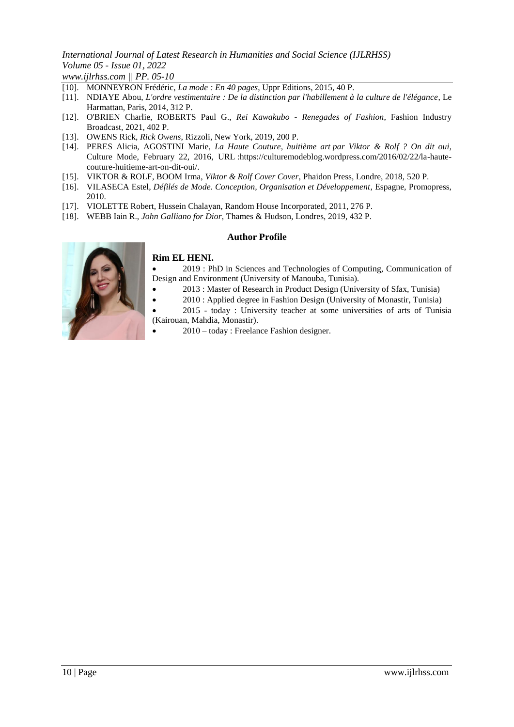[10]. MONNEYRON Frédéric, *La mode : En 40 pages*, Uppr Editions, 2015, 40 P.

[11]. NDIAYE Abou, *L'ordre vestimentaire : De la distinction par l'habillement à la culture de l'élégance*, Le Harmattan, Paris, 2014, 312 P.

[12]. O'BRIEN Charlie, ROBERTS Paul G., *Rei Kawakubo - Renegades of Fashion*, Fashion Industry Broadcast, 2021, 402 P.

[13]. OWENS Rick, *Rick Owens*, Rizzoli, New York, 2019, 200 P.

[14]. PERES Alicia, AGOSTINI Marie, *La Haute Couture, huitième art par Viktor & Rolf ? On dit oui*, Culture Mode, February 22, 2016, URL :https://culturemodeblog.wordpress.com/2016/02/22/la-haute-couture-huitieme-art-on-dit-oui/.

[15]. VIKTOR & ROLF, BOOM Irma, *Viktor & Rolf Cover Cover*, Phaidon Press, Londre, 2018, 520 P.

[16]. VILASECA Estel, *Défilés de Mode. Conception, Organisation et Développement*, Espagne, Promopress, 2010.

[17]. VIOLETTE Robert, Hussein Chalayan, Random House Incorporated, 2011, 276 P.

[18]. WEBB Iain R., *John Galliano for Dior*, Thames & Hudson, Londres, 2019, 432 P.

## Author Profile

**Rim EL HENI.**

- 2019 : PhD in Sciences and Technologies of Computing, Communication of Design and Environment (University of Manouba, Tunisia).
- 2013 : Master of Research in Product Design (University of Sfax, Tunisia)
- 2010 : Applied degree in Fashion Design (University of Monastir, Tunisia)
- 2015 - today : University teacher at some universities of arts of Tunisia (Kairouan, Mahdia, Monastir).
- 2010 – today : Freelance Fashion designer.